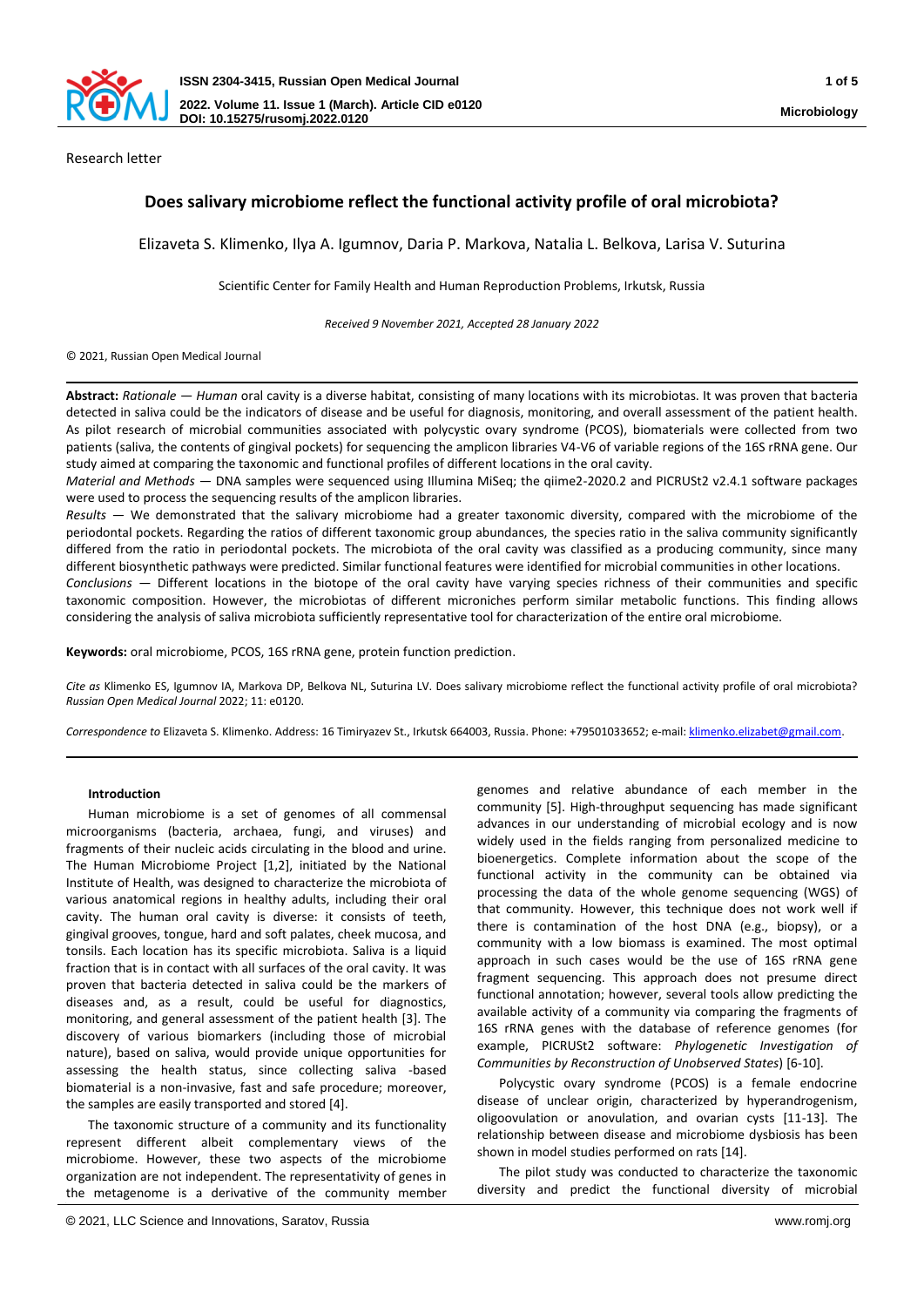Research letter

# Does salivary microbiome reflect the functional activity profile of oral microbiota?

Elizaveta S. Klimenko, Ilya A. Igumnov, Daria P. Markova, Natalia L. Belkova, Larisa V. Suturina

Scientific Center for Family Health and Human Reproduction Problems, Irkutsk, Russia

*Received 9 November 2021, Accepted 28 January 2022*

© 2021, Russian Open Medical Journal

**Abstract:** *Rationale — Human* oral cavity is a diverse habitat, consisting of many locations with its microbiotas. It was proven that bacteria detected in saliva could be the indicators of disease and be useful for diagnosis, monitoring, and overall assessment of the patient health. As pilot research of microbial communities associated with polycystic ovary syndrome (PCOS), biomaterials were collected from two patients (saliva, the contents of gingival pockets) for sequencing the amplicon libraries V4-V6 of variable regions of the 16S rRNA gene. Our study aimed at comparing the taxonomic and functional profiles of different locations in the oral cavity.

*Material and Methods* — DNA samples were sequenced using Illumina MiSeq; the qiime2-2020.2 and PICRUSt2 v2.4.1 software packages were used to process the sequencing results of the amplicon libraries.

*Results* — We demonstrated that the salivary microbiome had a greater taxonomic diversity, compared with the microbiome of the periodontal pockets. Regarding the ratios of different taxonomic group abundances, the species ratio in the saliva community significantly differed from the ratio in periodontal pockets. The microbiota of the oral cavity was classified as a producing community, since many different biosynthetic pathways were predicted. Similar functional features were identified for microbial communities in other locations.

*Conclusions* — Different locations in the biotope of the oral cavity have varying species richness of their communities and specific taxonomic composition. However, the microbiotas of different microniches perform similar metabolic functions. This finding allows considering the analysis of saliva microbiota sufficiently representative tool for characterization of the entire oral microbiome.

**Keywords:** oral microbiome, PCOS, 16S rRNA gene, protein function prediction.

*Cite as* Klimenko ES, Igumnov IA, Markova DP, Belkova NL, Suturina LV. Does salivary microbiome reflect the functional activity profile of oral microbiota? *Russian Open Medical Journal* 2022; 11: e0120.

*Correspondence to* Elizaveta S. Klimenko. Address: 16 Timiryazev St., Irkutsk 664003, Russia. Phone: +79501033652; e-mail: klimenko.elizabet@gmail.com.

## Introduction

Human microbiome is a set of genomes of all commensal microorganisms (bacteria, archaea, fungi, and viruses) and fragments of their nucleic acids circulating in the blood and urine. The Human Microbiome Project [1,2], initiated by the National Institute of Health, was designed to characterize the microbiota of various anatomical regions in healthy adults, including their oral cavity. The human oral cavity is diverse: it consists of teeth, gingival grooves, tongue, hard and soft palates, cheek mucosa, and tonsils. Each location has its specific microbiota. Saliva is a liquid fraction that is in contact with all surfaces of the oral cavity. It was proven that bacteria detected in saliva could be the markers of diseases and, as a result, could be useful for diagnostics, monitoring, and general assessment of the patient health [3]. The discovery of various biomarkers (including those of microbial nature), based on saliva, would provide unique opportunities for assessing the health status, since collecting saliva -based biomaterial is a non-invasive, fast and safe procedure; moreover, the samples are easily transported and stored [4].

The taxonomic structure of a community and its functionality represent different albeit complementary views of the microbiome. However, these two aspects of the microbiome organization are not independent. The representativity of genes in the metagenome is a derivative of the community member genomes and relative abundance of each member in the community [5]. High-throughput sequencing has made significant advances in our understanding of microbial ecology and is now widely used in the fields ranging from personalized medicine to bioenergetics. Complete information about the scope of the functional activity in the community can be obtained via processing the data of the whole genome sequencing (WGS) of that community. However, this technique does not work well if there is contamination of the host DNA (e.g., biopsy), or a community with a low biomass is examined. The most optimal approach in such cases would be the use of 16S rRNA gene fragment sequencing. This approach does not presume direct functional annotation; however, several tools allow predicting the available activity of a community via comparing the fragments of 16S rRNA genes with the database of reference genomes (for example, PICRUSt2 software: *Phylogenetic Investigation of Communities by Reconstruction of Unobserved States*) [6-10].

Polycystic ovary syndrome (PCOS) is a female endocrine disease of unclear origin, characterized by hyperandrogenism, oligoovulation or anovulation, and ovarian cysts [11-13]. The relationship between disease and microbiome dysbiosis has been shown in model studies performed on rats [14].

The pilot study was conducted to characterize the taxonomic diversity and predict the functional diversity of microbial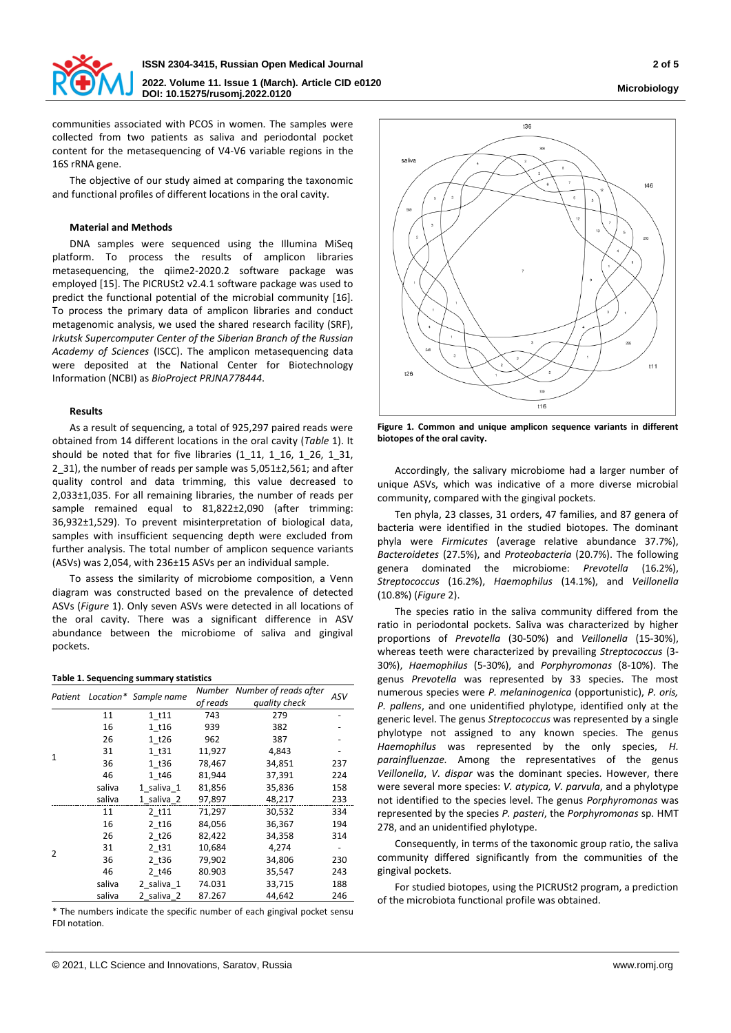communities associated with PCOS in women. The samples were collected from two patients as saliva and periodontal pocket content for the metasequencing of V4-V6 variable regions in the 16S rRNA gene.

The objective of our study aimed at comparing the taxonomic and functional profiles of different locations in the oral cavity.

### Material and Methods

DNA samples were sequenced using the Illumina MiSeq platform. To process the results of amplicon libraries metasequencing, the qiime2-2020.2 software package was employed [15]. The PICRUSt2 v2.4.1 software package was used to predict the functional potential of the microbial community [16]. To process the primary data of amplicon libraries and conduct metagenomic analysis, we used the shared research facility (SRF), *Irkutsk Supercomputer Center of the Siberian Branch of the Russian Academy of Sciences* (ISCC). The amplicon metasequencing data were deposited at the National Center for Biotechnology Information (NCBI) as *BioProject PRJNA778444*.

### Results

As a result of sequencing, a total of 925,297 paired reads were obtained from 14 different locations in the oral cavity (*Table* 1). It should be noted that for five libraries (1_11, 1_16, 1_26, 1_31, 2_31), the number of reads per sample was 5,051±2,561; and after quality control and data trimming, this value decreased to 2,033±1,035. For all remaining libraries, the number of reads per sample remained equal to 81,822±2,090 (after trimming: 36,932±1,529). To prevent misinterpretation of biological data, samples with insufficient sequencing depth were excluded from further analysis. The total number of amplicon sequence variants (ASVs) was 2,054, with 236±15 ASVs per an individual sample.

To assess the similarity of microbiome composition, a Venn diagram was constructed based on the prevalence of detected ASVs (*Figure* 1). Only seven ASVs were detected in all locations of the oral cavity. There was a significant difference in ASV abundance between the microbiome of saliva and gingival pockets.

**Table 1. Sequencing summary statistics**

| *Patient* | *Location\** | *Sample name* | *Number of reads* | *Number of reads after quality check* | *ASV* |
|---|---|---|---|---|---|
| 1 | 11 | 1_t11 | 743 | 279 | - |
| | 16 | 1_t16 | 939 | 382 | - |
| | 26 | 1_t26 | 962 | 387 | - |
| | 31 | 1_t31 | 11,927 | 4,843 | - |
| | 36 | 1_t36 | 78,467 | 34,851 | 237 |
| | 46 | 1_t46 | 81,944 | 37,391 | 224 |
| | saliva | 1_saliva_1 | 81,856 | 35,836 | 158 |
| | saliva | 1_saliva_2 | 97,897 | 48,217 | 233 |
| 2 | 11 | 2_t11 | 71,297 | 30,532 | 334 |
| | 16 | 2_t16 | 84,056 | 36,367 | 194 |
| | 26 | 2_t26 | 82,422 | 34,358 | 314 |
| | 31 | 2_t31 | 10,684 | 4,274 | - |
| | 36 | 2_t36 | 79,902 | 34,806 | 230 |
| | 46 | 2_t46 | 80.903 | 35,547 | 243 |
| | saliva | 2_saliva_1 | 74.031 | 33,715 | 188 |
| | saliva | 2_saliva_2 | 87.267 | 44,642 | 246 |

\* The numbers indicate the specific number of each gingival pocket sensu FDI notation.

**Figure 1. Common and unique amplicon sequence variants in different biotopes of the oral cavity.**

Accordingly, the salivary microbiome had a larger number of unique ASVs, which was indicative of a more diverse microbial community, compared with the gingival pockets.

Ten phyla, 23 classes, 31 orders, 47 families, and 87 genera of bacteria were identified in the studied biotopes. The dominant phyla were *Firmicutes* (average relative abundance 37.7%), *Bacteroidetes* (27.5%), and *Proteobacteria* (20.7%). The following genera dominated the microbiome: *Prevotella* (16.2%), *Streptococcus* (16.2%), *Haemophilus* (14.1%), and *Veillonella* (10.8%) (*Figure* 2).

The species ratio in the saliva community differed from the ratio in periodontal pockets. Saliva was characterized by higher proportions of *Prevotella* (30-50%) and *Veillonella* (15-30%), whereas teeth were characterized by prevailing *Streptococcus* (3-30%), *Haemophilus* (5-30%), and *Porphyromonas* (8-10%). The genus *Prevotella* was represented by 33 species. The most numerous species were *P. melaninogenica* (opportunistic), *P. oris, P. pallens*, and one unidentified phylotype, identified only at the generic level. The genus *Streptococcus* was represented by a single phylotype not assigned to any known species. The genus *Haemophilus* was represented by the only species, *H. parainfluenzae*. Among the representatives of the genus *Veillonella*, *V. dispar* was the dominant species. However, there were several more species: *V. atypica, V. parvula*, and a phylotype not identified to the species level. The genus *Porphyromonas* was represented by the species *P. pasteri*, the *Porphyromonas* sp. HMT 278, and an unidentified phylotype.

Consequently, in terms of the taxonomic group ratio, the saliva community differed significantly from the communities of the gingival pockets.

For studied biotopes, using the PICRUSt2 program, a prediction of the microbiota functional profile was obtained.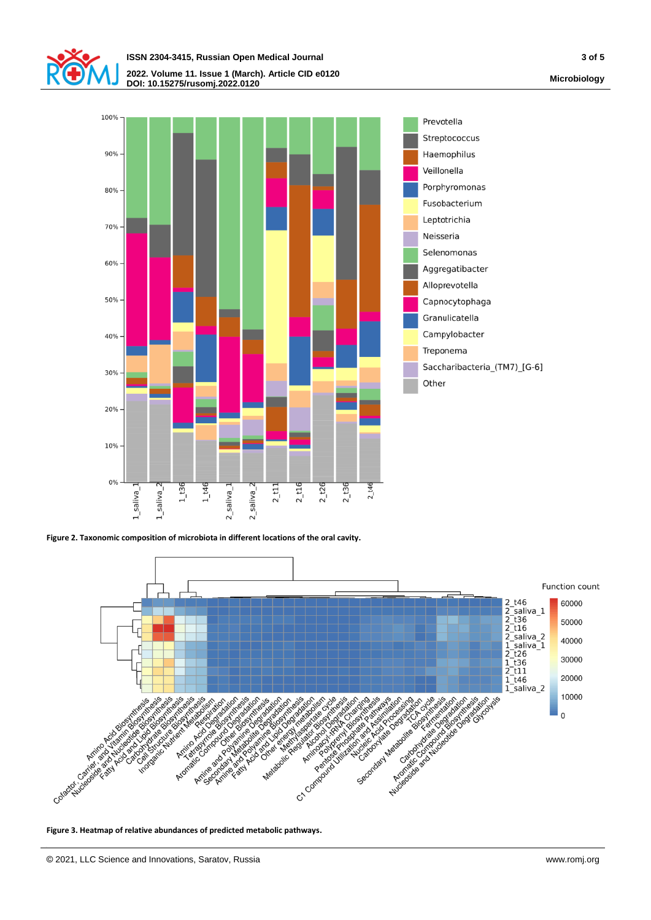**Figure 2. Taxonomic composition of microbiota in different locations of the oral cavity.**

**Figure 3. Heatmap of relative abundances of predicted metabolic pathways.**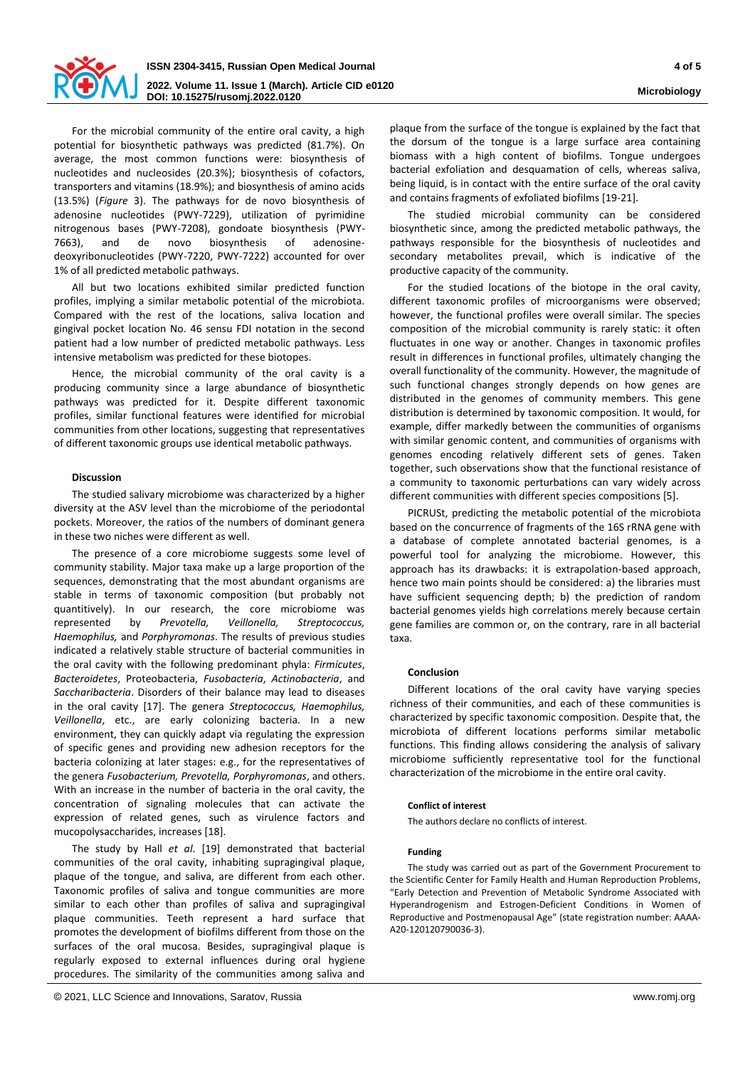For the microbial community of the entire oral cavity, a high potential for biosynthetic pathways was predicted (81.7%). On average, the most common functions were: biosynthesis of nucleotides and nucleosides (20.3%); biosynthesis of cofactors, transporters and vitamins (18.9%); and biosynthesis of amino acids (13.5%) (*Figure* 3). The pathways for de novo biosynthesis of adenosine nucleotides (PWY-7229), utilization of pyrimidine nitrogenous bases (PWY-7208), gondoate biosynthesis (PWY-7663), and de novo biosynthesis of adenosine-deoxyribonucleotides (PWY-7220, PWY-7222) accounted for over 1% of all predicted metabolic pathways.

All but two locations exhibited similar predicted function profiles, implying a similar metabolic potential of the microbiota. Compared with the rest of the locations, saliva location and gingival pocket location No. 46 sensu FDI notation in the second patient had a low number of predicted metabolic pathways. Less intensive metabolism was predicted for these biotopes.

Hence, the microbial community of the oral cavity is a producing community since a large abundance of biosynthetic pathways was predicted for it. Despite different taxonomic profiles, similar functional features were identified for microbial communities from other locations, suggesting that representatives of different taxonomic groups use identical metabolic pathways.

## Discussion

The studied salivary microbiome was characterized by a higher diversity at the ASV level than the microbiome of the periodontal pockets. Moreover, the ratios of the numbers of dominant genera in these two niches were different as well.

The presence of a core microbiome suggests some level of community stability. Major taxa make up a large proportion of the sequences, demonstrating that the most abundant organisms are stable in terms of taxonomic composition (but probably not quantitively). In our research, the core microbiome was represented by *Prevotella, Veillonella, Streptococcus, Haemophilus,* and *Porphyromonas*. The results of previous studies indicated a relatively stable structure of bacterial communities in the oral cavity with the following predominant phyla: *Firmicutes*, *Bacteroidetes*, Proteobacteria, *Fusobacteria*, *Actinobacteria*, and *Saccharibacteria*. Disorders of their balance may lead to diseases in the oral cavity [17]. The genera *Streptococcus, Haemophilus, Veillonella*, etc., are early colonizing bacteria. In a new environment, they can quickly adapt via regulating the expression of specific genes and providing new adhesion receptors for the bacteria colonizing at later stages: e.g., for the representatives of the genera *Fusobacterium, Prevotella, Porphyromonas*, and others. With an increase in the number of bacteria in the oral cavity, the concentration of signaling molecules that can activate the expression of related genes, such as virulence factors and mucopolysaccharides, increases [18].

The study by Hall *et al*. [19] demonstrated that bacterial communities of the oral cavity, inhabiting supragingival plaque, plaque of the tongue, and saliva, are different from each other. Taxonomic profiles of saliva and tongue communities are more similar to each other than profiles of saliva and supragingival plaque communities. Teeth represent a hard surface that promotes the development of biofilms different from those on the surfaces of the oral mucosa. Besides, supragingival plaque is regularly exposed to external influences during oral hygiene procedures. The similarity of the communities among saliva and plaque from the surface of the tongue is explained by the fact that the dorsum of the tongue is a large surface area containing biomass with a high content of biofilms. Tongue undergoes bacterial exfoliation and desquamation of cells, whereas saliva, being liquid, is in contact with the entire surface of the oral cavity and contains fragments of exfoliated biofilms [19-21].

The studied microbial community can be considered biosynthetic since, among the predicted metabolic pathways, the pathways responsible for the biosynthesis of nucleotides and secondary metabolites prevail, which is indicative of the productive capacity of the community.

For the studied locations of the biotope in the oral cavity, different taxonomic profiles of microorganisms were observed; however, the functional profiles were overall similar. The species composition of the microbial community is rarely static: it often fluctuates in one way or another. Changes in taxonomic profiles result in differences in functional profiles, ultimately changing the overall functionality of the community. However, the magnitude of such functional changes strongly depends on how genes are distributed in the genomes of community members. This gene distribution is determined by taxonomic composition. It would, for example, differ markedly between the communities of organisms with similar genomic content, and communities of organisms with genomes encoding relatively different sets of genes. Taken together, such observations show that the functional resistance of a community to taxonomic perturbations can vary widely across different communities with different species compositions [5].

PICRUSt, predicting the metabolic potential of the microbiota based on the concurrence of fragments of the 16S rRNA gene with a database of complete annotated bacterial genomes, is a powerful tool for analyzing the microbiome. However, this approach has its drawbacks: it is extrapolation-based approach, hence two main points should be considered: a) the libraries must have sufficient sequencing depth; b) the prediction of random bacterial genomes yields high correlations merely because certain gene families are common or, on the contrary, rare in all bacterial taxa.

## Conclusion

Different locations of the oral cavity have varying species richness of their communities, and each of these communities is characterized by specific taxonomic composition. Despite that, the microbiota of different locations performs similar metabolic functions. This finding allows considering the analysis of salivary microbiome sufficiently representative tool for the functional characterization of the microbiome in the entire oral cavity.

### Conflict of interest

The authors declare no conflicts of interest.

### Funding

The study was carried out as part of the Government Procurement to the Scientific Center for Family Health and Human Reproduction Problems, "Early Detection and Prevention of Metabolic Syndrome Associated with Hyperandrogenism and Estrogen-Deficient Conditions in Women of Reproductive and Postmenopausal Age" (state registration number: AAAA-A20-120120790036-3).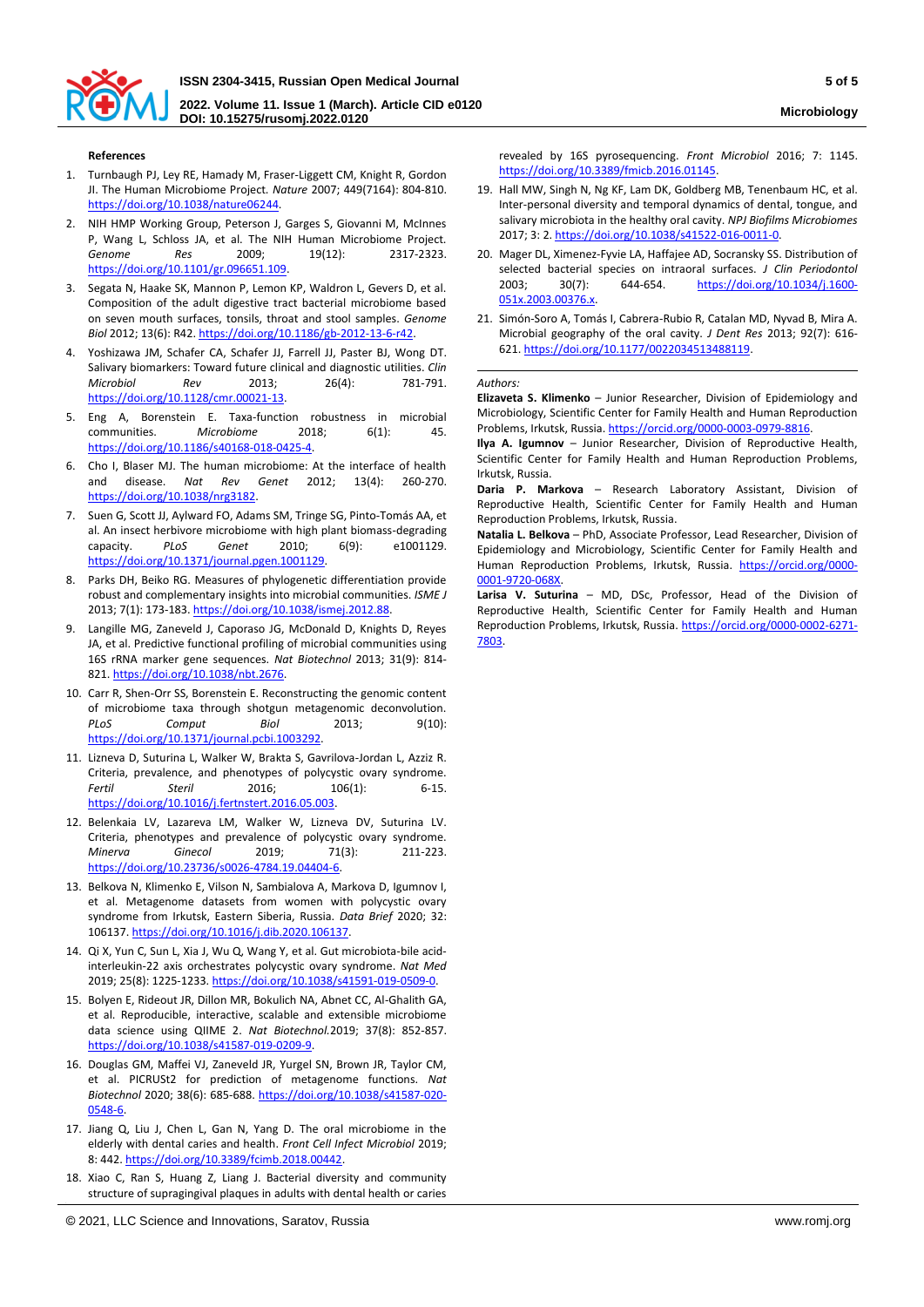### References

1. Turnbaugh PJ, Ley RE, Hamady M, Fraser-Liggett CM, Knight R, Gordon JI. The Human Microbiome Project. *Nature* 2007; 449(7164): 804-810. https://doi.org/10.1038/nature06244.
2. NIH HMP Working Group, Peterson J, Garges S, Giovanni M, McInnes P, Wang L, Schloss JA, et al. The NIH Human Microbiome Project. *Genome Res* 2009; 19(12): 2317-2323. https://doi.org/10.1101/gr.096651.109.
3. Segata N, Haake SK, Mannon P, Lemon KP, Waldron L, Gevers D, et al. Composition of the adult digestive tract bacterial microbiome based on seven mouth surfaces, tonsils, throat and stool samples. *Genome Biol* 2012; 13(6): R42. https://doi.org/10.1186/gb-2012-13-6-r42.
4. Yoshizawa JM, Schafer CA, Schafer JJ, Farrell JJ, Paster BJ, Wong DT. Salivary biomarkers: Toward future clinical and diagnostic utilities. *Clin Microbiol Rev* 2013; 26(4): 781-791. https://doi.org/10.1128/cmr.00021-13.
5. Eng A, Borenstein E. Taxa-function robustness in microbial communities. *Microbiome* 2018; 6(1): 45. https://doi.org/10.1186/s40168-018-0425-4.
6. Cho I, Blaser MJ. The human microbiome: At the interface of health and disease. *Nat Rev Genet* 2012; 13(4): 260-270. https://doi.org/10.1038/nrg3182.
7. Suen G, Scott JJ, Aylward FO, Adams SM, Tringe SG, Pinto-Tomás AA, et al. An insect herbivore microbiome with high plant biomass-degrading capacity. *PLoS Genet* 2010; 6(9): e1001129. https://doi.org/10.1371/journal.pgen.1001129.
8. Parks DH, Beiko RG. Measures of phylogenetic differentiation provide robust and complementary insights into microbial communities. *ISME J* 2013; 7(1): 173-183. https://doi.org/10.1038/ismej.2012.88.
9. Langille MG, Zaneveld J, Caporaso JG, McDonald D, Knights D, Reyes JA, et al. Predictive functional profiling of microbial communities using 16S rRNA marker gene sequences. *Nat Biotechnol* 2013; 31(9): 814-821. https://doi.org/10.1038/nbt.2676.
10. Carr R, Shen-Orr SS, Borenstein E. Reconstructing the genomic content of microbiome taxa through shotgun metagenomic deconvolution. *PLoS Comput Biol* 2013; 9(10): https://doi.org/10.1371/journal.pcbi.1003292.
11. Lizneva D, Suturina L, Walker W, Brakta S, Gavrilova-Jordan L, Azziz R. Criteria, prevalence, and phenotypes of polycystic ovary syndrome. *Fertil Steril* 2016; 106(1): 6-15. https://doi.org/10.1016/j.fertnstert.2016.05.003.
12. Belenkaia LV, Lazareva LM, Walker W, Lizneva DV, Suturina LV. Criteria, phenotypes and prevalence of polycystic ovary syndrome. *Minerva Ginecol* 2019; 71(3): 211-223. https://doi.org/10.23736/s0026-4784.19.04404-6.
13. Belkova N, Klimenko E, Vilson N, Sambialova A, Markova D, Igumnov I, et al. Metagenome datasets from women with polycystic ovary syndrome from Irkutsk, Eastern Siberia, Russia. *Data Brief* 2020; 32: 106137. https://doi.org/10.1016/j.dib.2020.106137.
14. Qi X, Yun C, Sun L, Xia J, Wu Q, Wang Y, et al. Gut microbiota-bile acid-interleukin-22 axis orchestrates polycystic ovary syndrome. *Nat Med* 2019; 25(8): 1225-1233. https://doi.org/10.1038/s41591-019-0509-0.
15. Bolyen E, Rideout JR, Dillon MR, Bokulich NA, Abnet CC, Al-Ghalith GA, et al. Reproducible, interactive, scalable and extensible microbiome data science using QIIME 2. *Nat Biotechnol.*2019; 37(8): 852-857. https://doi.org/10.1038/s41587-019-0209-9.
16. Douglas GM, Maffei VJ, Zaneveld JR, Yurgel SN, Brown JR, Taylor CM, et al. PICRUSt2 for prediction of metagenome functions. *Nat Biotechnol* 2020; 38(6): 685-688. https://doi.org/10.1038/s41587-020-0548-6.
17. Jiang Q, Liu J, Chen L, Gan N, Yang D. The oral microbiome in the elderly with dental caries and health. *Front Cell Infect Microbiol* 2019; 8: 442. https://doi.org/10.3389/fcimb.2018.00442.
18. Xiao C, Ran S, Huang Z, Liang J. Bacterial diversity and community structure of supragingival plaques in adults with dental health or caries revealed by 16S pyrosequencing. *Front Microbiol* 2016; 7: 1145. https://doi.org/10.3389/fmicb.2016.01145.
19. Hall MW, Singh N, Ng KF, Lam DK, Goldberg MB, Tenenbaum HC, et al. Inter-personal diversity and temporal dynamics of dental, tongue, and salivary microbiota in the healthy oral cavity. *NPJ Biofilms Microbiomes* 2017; 3: 2. https://doi.org/10.1038/s41522-016-0011-0.
20. Mager DL, Ximenez-Fyvie LA, Haffajee AD, Socransky SS. Distribution of selected bacterial species on intraoral surfaces. *J Clin Periodontol* 2003; 30(7): 644-654. https://doi.org/10.1034/j.1600-051x.2003.00376.x.
21. Simón-Soro A, Tomás I, Cabrera-Rubio R, Catalan MD, Nyvad B, Mira A. Microbial geography of the oral cavity. *J Dent Res* 2013; 92(7): 616-621. https://doi.org/10.1177/0022034513488119.

---

*Authors:*

**Elizaveta S. Klimenko** – Junior Researcher, Division of Epidemiology and Microbiology, Scientific Center for Family Health and Human Reproduction Problems, Irkutsk, Russia. https://orcid.org/0000-0003-0979-8816.

**Ilya A. Igumnov** – Junior Researcher, Division of Reproductive Health, Scientific Center for Family Health and Human Reproduction Problems, Irkutsk, Russia.

**Daria P. Markova** – Research Laboratory Assistant, Division of Reproductive Health, Scientific Center for Family Health and Human Reproduction Problems, Irkutsk, Russia.

**Natalia L. Belkova** – PhD, Associate Professor, Lead Researcher, Division of Epidemiology and Microbiology, Scientific Center for Family Health and Human Reproduction Problems, Irkutsk, Russia. https://orcid.org/0000-0001-9720-068X.

**Larisa V. Suturina** – MD, DSc, Professor, Head of the Division of Reproductive Health, Scientific Center for Family Health and Human Reproduction Problems, Irkutsk, Russia. https://orcid.org/0000-0002-6271-7803.